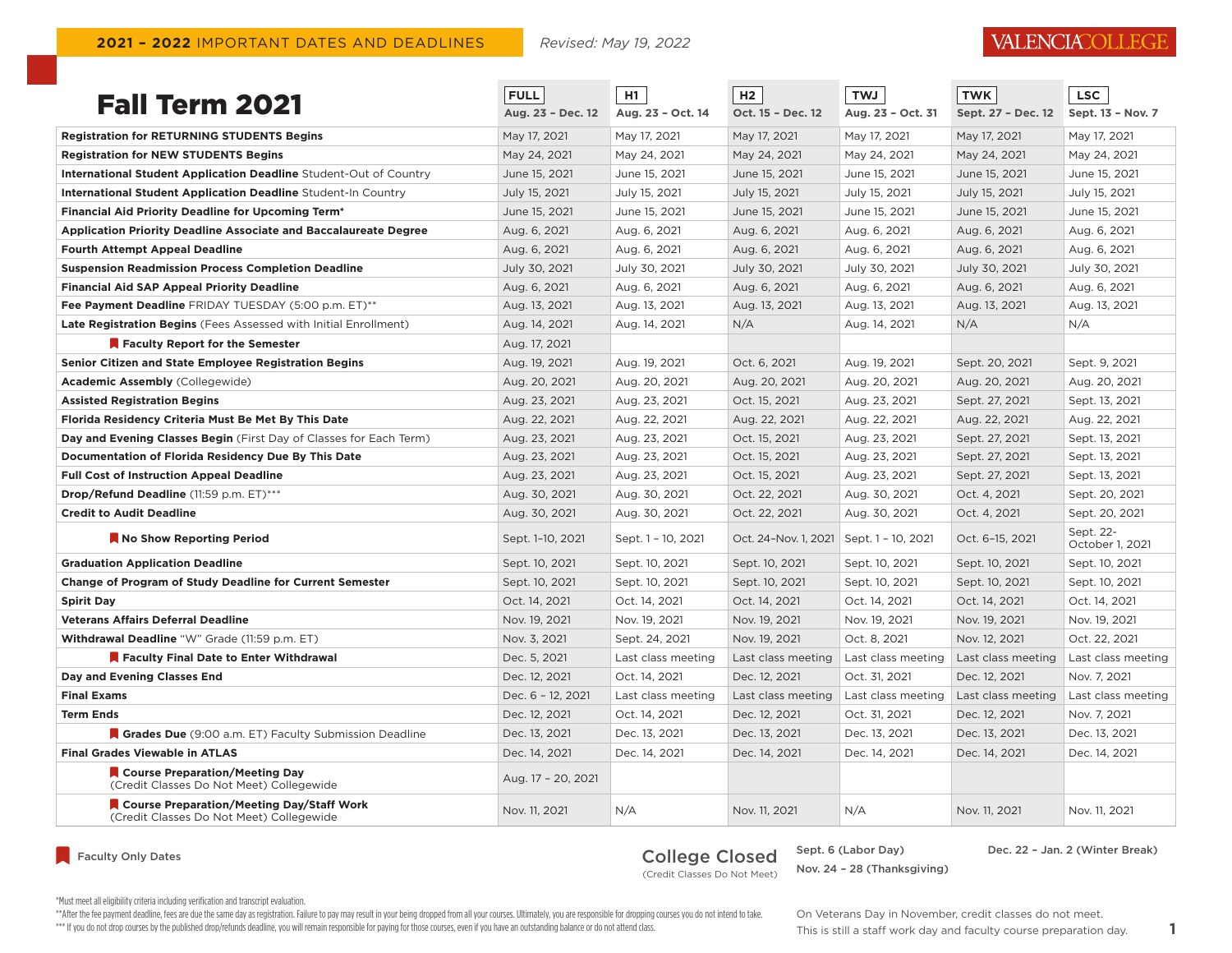**2021 – 2022** IMPORTANT DATES AND DEADLINES

*Revised: May 19, 2022*

# Fall Term 2021

| | FULL<br>Aug. 23 – Dec. 12 | H1<br>Aug. 23 – Oct. 14 | H2<br>Oct. 15 – Dec. 12 | TWJ<br>Aug. 23 – Oct. 31 | TWK<br>Sept. 27 – Dec. 12 | LSC<br>Sept. 13 – Nov. 7 |
|---|---|---|---|---|---|---|
| **Registration for RETURNING STUDENTS Begins** | May 17, 2021 | May 17, 2021 | May 17, 2021 | May 17, 2021 | May 17, 2021 | May 17, 2021 |
| **Registration for NEW STUDENTS Begins** | May 24, 2021 | May 24, 2021 | May 24, 2021 | May 24, 2021 | May 24, 2021 | May 24, 2021 |
| **International Student Application Deadline** Student-Out of Country | June 15, 2021 | June 15, 2021 | June 15, 2021 | June 15, 2021 | June 15, 2021 | June 15, 2021 |
| **International Student Application Deadline** Student-In Country | July 15, 2021 | July 15, 2021 | July 15, 2021 | July 15, 2021 | July 15, 2021 | July 15, 2021 |
| **Financial Aid Priority Deadline for Upcoming Term*** | June 15, 2021 | June 15, 2021 | June 15, 2021 | June 15, 2021 | June 15, 2021 | June 15, 2021 |
| **Application Priority Deadline Associate and Baccalaureate Degree** | Aug. 6, 2021 | Aug. 6, 2021 | Aug. 6, 2021 | Aug. 6, 2021 | Aug. 6, 2021 | Aug. 6, 2021 |
| **Fourth Attempt Appeal Deadline** | Aug. 6, 2021 | Aug. 6, 2021 | Aug. 6, 2021 | Aug. 6, 2021 | Aug. 6, 2021 | Aug. 6, 2021 |
| **Suspension Readmission Process Completion Deadline** | July 30, 2021 | July 30, 2021 | July 30, 2021 | July 30, 2021 | July 30, 2021 | July 30, 2021 |
| **Financial Aid SAP Appeal Priority Deadline** | Aug. 6, 2021 | Aug. 6, 2021 | Aug. 6, 2021 | Aug. 6, 2021 | Aug. 6, 2021 | Aug. 6, 2021 |
| **Fee Payment Deadline** FRIDAY TUESDAY (5:00 p.m. ET)** | Aug. 13, 2021 | Aug. 13, 2021 | Aug. 13, 2021 | Aug. 13, 2021 | Aug. 13, 2021 | Aug. 13, 2021 |
| **Late Registration Begins** (Fees Assessed with Initial Enrollment) | Aug. 14, 2021 | Aug. 14, 2021 | N/A | Aug. 14, 2021 | N/A | N/A |
| **Faculty Report for the Semester** | Aug. 17, 2021 | | | | | |
| **Senior Citizen and State Employee Registration Begins** | Aug. 19, 2021 | Aug. 19, 2021 | Oct. 6, 2021 | Aug. 19, 2021 | Sept. 20, 2021 | Sept. 9, 2021 |
| **Academic Assembly** (Collegewide) | Aug. 20, 2021 | Aug. 20, 2021 | Aug. 20, 2021 | Aug. 20, 2021 | Aug. 20, 2021 | Aug. 20, 2021 |
| **Assisted Registration Begins** | Aug. 23, 2021 | Aug. 23, 2021 | Oct. 15, 2021 | Aug. 23, 2021 | Sept. 27, 2021 | Sept. 13, 2021 |
| **Florida Residency Criteria Must Be Met By This Date** | Aug. 22, 2021 | Aug. 22, 2021 | Aug. 22, 2021 | Aug. 22, 2021 | Aug. 22, 2021 | Aug. 22, 2021 |
| **Day and Evening Classes Begin** (First Day of Classes for Each Term) | Aug. 23, 2021 | Aug. 23, 2021 | Oct. 15, 2021 | Aug. 23, 2021 | Sept. 27, 2021 | Sept. 13, 2021 |
| **Documentation of Florida Residency Due By This Date** | Aug. 23, 2021 | Aug. 23, 2021 | Oct. 15, 2021 | Aug. 23, 2021 | Sept. 27, 2021 | Sept. 13, 2021 |
| **Full Cost of Instruction Appeal Deadline** | Aug. 23, 2021 | Aug. 23, 2021 | Oct. 15, 2021 | Aug. 23, 2021 | Sept. 27, 2021 | Sept. 13, 2021 |
| **Drop/Refund Deadline** (11:59 p.m. ET)*** | Aug. 30, 2021 | Aug. 30, 2021 | Oct. 22, 2021 | Aug. 30, 2021 | Oct. 4, 2021 | Sept. 20, 2021 |
| **Credit to Audit Deadline** | Aug. 30, 2021 | Aug. 30, 2021 | Oct. 22, 2021 | Aug. 30, 2021 | Oct. 4, 2021 | Sept. 20, 2021 |
| **No Show Reporting Period** | Sept. 1–10, 2021 | Sept. 1 – 10, 2021 | Oct. 24–Nov. 1, 2021 | Sept. 1 – 10, 2021 | Oct. 6–15, 2021 | Sept. 22-October 1, 2021 |
| **Graduation Application Deadline** | Sept. 10, 2021 | Sept. 10, 2021 | Sept. 10, 2021 | Sept. 10, 2021 | Sept. 10, 2021 | Sept. 10, 2021 |
| **Change of Program of Study Deadline for Current Semester** | Sept. 10, 2021 | Sept. 10, 2021 | Sept. 10, 2021 | Sept. 10, 2021 | Sept. 10, 2021 | Sept. 10, 2021 |
| **Spirit Day** | Oct. 14, 2021 | Oct. 14, 2021 | Oct. 14, 2021 | Oct. 14, 2021 | Oct. 14, 2021 | Oct. 14, 2021 |
| **Veterans Affairs Deferral Deadline** | Nov. 19, 2021 | Nov. 19, 2021 | Nov. 19, 2021 | Nov. 19, 2021 | Nov. 19, 2021 | Nov. 19, 2021 |
| **Withdrawal Deadline** "W" Grade (11:59 p.m. ET) | Nov. 3, 2021 | Sept. 24, 2021 | Nov. 19, 2021 | Oct. 8, 2021 | Nov. 12, 2021 | Oct. 22, 2021 |
| **Faculty Final Date to Enter Withdrawal** | Dec. 5, 2021 | Last class meeting | Last class meeting | Last class meeting | Last class meeting | Last class meeting |
| **Day and Evening Classes End** | Dec. 12, 2021 | Oct. 14, 2021 | Dec. 12, 2021 | Oct. 31, 2021 | Dec. 12, 2021 | Nov. 7, 2021 |
| **Final Exams** | Dec. 6 – 12, 2021 | Last class meeting | Last class meeting | Last class meeting | Last class meeting | Last class meeting |
| **Term Ends** | Dec. 12, 2021 | Oct. 14, 2021 | Dec. 12, 2021 | Oct. 31, 2021 | Dec. 12, 2021 | Nov. 7, 2021 |
| **Grades Due** (9:00 a.m. ET) Faculty Submission Deadline | Dec. 13, 2021 | Dec. 13, 2021 | Dec. 13, 2021 | Dec. 13, 2021 | Dec. 13, 2021 | Dec. 13, 2021 |
| **Final Grades Viewable in ATLAS** | Dec. 14, 2021 | Dec. 14, 2021 | Dec. 14, 2021 | Dec. 14, 2021 | Dec. 14, 2021 | Dec. 14, 2021 |
| **Course Preparation/Meeting Day** (Credit Classes Do Not Meet) Collegewide | Aug. 17 – 20, 2021 | | | | | |
| **Course Preparation/Meeting Day/Staff Work** (Credit Classes Do Not Meet) Collegewide | Nov. 11, 2021 | N/A | Nov. 11, 2021 | N/A | Nov. 11, 2021 | Nov. 11, 2021 |

Faculty Only Dates (marked rows: Faculty Report for the Semester; No Show Reporting Period; Faculty Final Date to Enter Withdrawal; Grades Due; Course Preparation/Meeting Day; Course Preparation/Meeting Day/Staff Work)

**College Closed** (Credit Classes Do Not Meet)

- **Sept. 6 (Labor Day)**
- **Nov. 24 – 28 (Thanksgiving)**
- **Dec. 22 – Jan. 2 (Winter Break)**

*Must meet all eligibility criteria including verification and transcript evaluation.

**After the fee payment deadline, fees are due the same day as registration. Failure to pay may result in your being dropped from all your courses. Ultimately, you are responsible for dropping courses you do not intend to take.

*** If you do not drop courses by the published drop/refunds deadline, you will remain responsible for paying for those courses, even if you have an outstanding balance or do not attend class.

On Veterans Day in November, credit classes do not meet. This is still a staff work day and faculty course preparation day.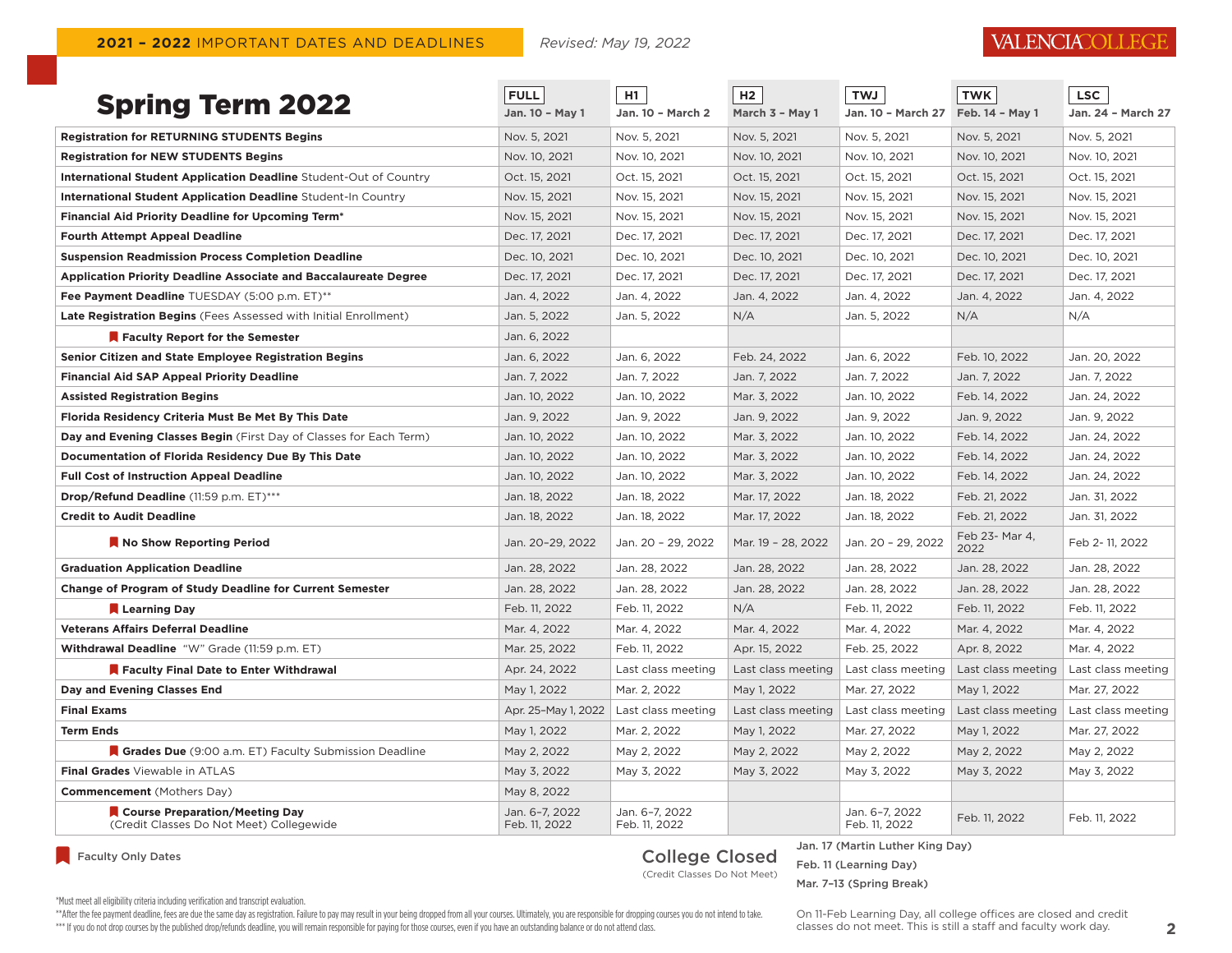**2021 – 2022** IMPORTANT DATES AND DEADLINES

*Revised: May 19, 2022*

VALENCIA COLLEGE

# Spring Term 2022

| | FULL Jan. 10 – May 1 | H1 Jan. 10 – March 2 | H2 March 3 – May 1 | TWJ Jan. 10 – March 27 | TWK Feb. 14 – May 1 | LSC Jan. 24 – March 27 |
|---|---|---|---|---|---|---|
| **Registration for RETURNING STUDENTS Begins** | Nov. 5, 2021 | Nov. 5, 2021 | Nov. 5, 2021 | Nov. 5, 2021 | Nov. 5, 2021 | Nov. 5, 2021 |
| **Registration for NEW STUDENTS Begins** | Nov. 10, 2021 | Nov. 10, 2021 | Nov. 10, 2021 | Nov. 10, 2021 | Nov. 10, 2021 | Nov. 10, 2021 |
| **International Student Application Deadline** Student-Out of Country | Oct. 15, 2021 | Oct. 15, 2021 | Oct. 15, 2021 | Oct. 15, 2021 | Oct. 15, 2021 | Oct. 15, 2021 |
| **International Student Application Deadline** Student-In Country | Nov. 15, 2021 | Nov. 15, 2021 | Nov. 15, 2021 | Nov. 15, 2021 | Nov. 15, 2021 | Nov. 15, 2021 |
| **Financial Aid Priority Deadline for Upcoming Term*** | Nov. 15, 2021 | Nov. 15, 2021 | Nov. 15, 2021 | Nov. 15, 2021 | Nov. 15, 2021 | Nov. 15, 2021 |
| **Fourth Attempt Appeal Deadline** | Dec. 17, 2021 | Dec. 17, 2021 | Dec. 17, 2021 | Dec. 17, 2021 | Dec. 17, 2021 | Dec. 17, 2021 |
| **Suspension Readmission Process Completion Deadline** | Dec. 10, 2021 | Dec. 10, 2021 | Dec. 10, 2021 | Dec. 10, 2021 | Dec. 10, 2021 | Dec. 10, 2021 |
| **Application Priority Deadline Associate and Baccalaureate Degree** | Dec. 17, 2021 | Dec. 17, 2021 | Dec. 17, 2021 | Dec. 17, 2021 | Dec. 17, 2021 | Dec. 17, 2021 |
| **Fee Payment Deadline** TUESDAY (5:00 p.m. ET)** | Jan. 4, 2022 | Jan. 4, 2022 | Jan. 4, 2022 | Jan. 4, 2022 | Jan. 4, 2022 | Jan. 4, 2022 |
| **Late Registration Begins** (Fees Assessed with Initial Enrollment) | Jan. 5, 2022 | Jan. 5, 2022 | N/A | Jan. 5, 2022 | N/A | N/A |
| 🔖 **Faculty Report for the Semester** | Jan. 6, 2022 | | | | | |
| **Senior Citizen and State Employee Registration Begins** | Jan. 6, 2022 | Jan. 6, 2022 | Feb. 24, 2022 | Jan. 6, 2022 | Feb. 10, 2022 | Jan. 20, 2022 |
| **Financial Aid SAP Appeal Priority Deadline** | Jan. 7, 2022 | Jan. 7, 2022 | Jan. 7, 2022 | Jan. 7, 2022 | Jan. 7, 2022 | Jan. 7, 2022 |
| **Assisted Registration Begins** | Jan. 10, 2022 | Jan. 10, 2022 | Mar. 3, 2022 | Jan. 10, 2022 | Feb. 14, 2022 | Jan. 24, 2022 |
| **Florida Residency Criteria Must Be Met By This Date** | Jan. 9, 2022 | Jan. 9, 2022 | Jan. 9, 2022 | Jan. 9, 2022 | Jan. 9, 2022 | Jan. 9, 2022 |
| **Day and Evening Classes Begin** (First Day of Classes for Each Term) | Jan. 10, 2022 | Jan. 10, 2022 | Mar. 3, 2022 | Jan. 10, 2022 | Feb. 14, 2022 | Jan. 24, 2022 |
| **Documentation of Florida Residency Due By This Date** | Jan. 10, 2022 | Jan. 10, 2022 | Mar. 3, 2022 | Jan. 10, 2022 | Feb. 14, 2022 | Jan. 24, 2022 |
| **Full Cost of Instruction Appeal Deadline** | Jan. 10, 2022 | Jan. 10, 2022 | Mar. 3, 2022 | Jan. 10, 2022 | Feb. 14, 2022 | Jan. 24, 2022 |
| **Drop/Refund Deadline** (11:59 p.m. ET)*** | Jan. 18, 2022 | Jan. 18, 2022 | Mar. 17, 2022 | Jan. 18, 2022 | Feb. 21, 2022 | Jan. 31, 2022 |
| **Credit to Audit Deadline** | Jan. 18, 2022 | Jan. 18, 2022 | Mar. 17, 2022 | Jan. 18, 2022 | Feb. 21, 2022 | Jan. 31, 2022 |
| 🔖 **No Show Reporting Period** | Jan. 20–29, 2022 | Jan. 20 – 29, 2022 | Mar. 19 – 28, 2022 | Jan. 20 – 29, 2022 | Feb 23- Mar 4, 2022 | Feb 2- 11, 2022 |
| **Graduation Application Deadline** | Jan. 28, 2022 | Jan. 28, 2022 | Jan. 28, 2022 | Jan. 28, 2022 | Jan. 28, 2022 | Jan. 28, 2022 |
| **Change of Program of Study Deadline for Current Semester** | Jan. 28, 2022 | Jan. 28, 2022 | Jan. 28, 2022 | Jan. 28, 2022 | Jan. 28, 2022 | Jan. 28, 2022 |
| 🔖 **Learning Day** | Feb. 11, 2022 | Feb. 11, 2022 | N/A | Feb. 11, 2022 | Feb. 11, 2022 | Feb. 11, 2022 |
| **Veterans Affairs Deferral Deadline** | Mar. 4, 2022 | Mar. 4, 2022 | Mar. 4, 2022 | Mar. 4, 2022 | Mar. 4, 2022 | Mar. 4, 2022 |
| **Withdrawal Deadline** "W" Grade (11:59 p.m. ET) | Mar. 25, 2022 | Feb. 11, 2022 | Apr. 15, 2022 | Feb. 25, 2022 | Apr. 8, 2022 | Mar. 4, 2022 |
| 🔖 **Faculty Final Date to Enter Withdrawal** | Apr. 24, 2022 | Last class meeting | Last class meeting | Last class meeting | Last class meeting | Last class meeting |
| **Day and Evening Classes End** | May 1, 2022 | Mar. 2, 2022 | May 1, 2022 | Mar. 27, 2022 | May 1, 2022 | Mar. 27, 2022 |
| **Final Exams** | Apr. 25–May 1, 2022 | Last class meeting | Last class meeting | Last class meeting | Last class meeting | Last class meeting |
| **Term Ends** | May 1, 2022 | Mar. 2, 2022 | May 1, 2022 | Mar. 27, 2022 | May 1, 2022 | Mar. 27, 2022 |
| 🔖 **Grades Due** (9:00 a.m. ET) Faculty Submission Deadline | May 2, 2022 | May 2, 2022 | May 2, 2022 | May 2, 2022 | May 2, 2022 | May 2, 2022 |
| **Final Grades** Viewable in ATLAS | May 3, 2022 | May 3, 2022 | May 3, 2022 | May 3, 2022 | May 3, 2022 | May 3, 2022 |
| **Commencement** (Mothers Day) | May 8, 2022 | | | | | |
| 🔖 **Course Preparation/Meeting Day** (Credit Classes Do Not Meet) Collegewide | Jan. 6–7, 2022 Feb. 11, 2022 | Jan. 6–7, 2022 Feb. 11, 2022 | | Jan. 6–7, 2022 Feb. 11, 2022 | Feb. 11, 2022 | Feb. 11, 2022 |

🔖 Faculty Only Dates

**College Closed** (Credit Classes Do Not Meet)

- **Jan. 17 (Martin Luther King Day)**
- **Feb. 11 (Learning Day)**
- **Mar. 7–13 (Spring Break)**

On 11-Feb Learning Day, all college offices are closed and credit classes do not meet. This is still a staff and faculty work day.

*Must meet all eligibility criteria including verification and transcript evaluation.

**After the fee payment deadline, fees are due the same day as registration. Failure to pay may result in your being dropped from all your courses. Ultimately, you are responsible for dropping courses you do not intend to take.

*** If you do not drop courses by the published drop/refunds deadline, you will remain responsible for paying for those courses, even if you have an outstanding balance or do not attend class.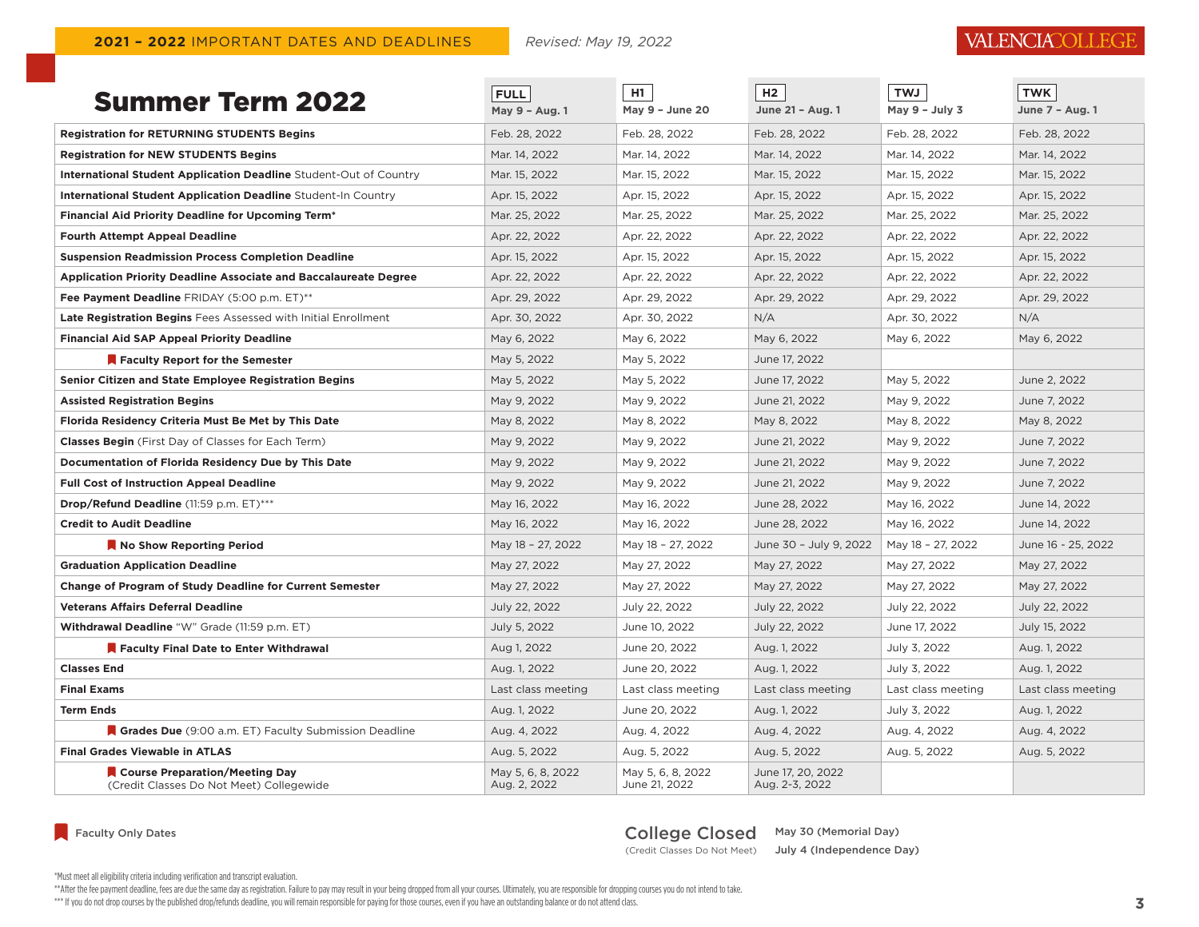**2021 – 2022** IMPORTANT DATES AND DEADLINES

*Revised: May 19, 2022*

# Summer Term 2022

| | FULL May 9 – Aug. 1 | H1 May 9 – June 20 | H2 June 21 – Aug. 1 | TWJ May 9 – July 3 | TWK June 7 – Aug. 1 |
|---|---|---|---|---|---|
| **Registration for RETURNING STUDENTS Begins** | Feb. 28, 2022 | Feb. 28, 2022 | Feb. 28, 2022 | Feb. 28, 2022 | Feb. 28, 2022 |
| **Registration for NEW STUDENTS Begins** | Mar. 14, 2022 | Mar. 14, 2022 | Mar. 14, 2022 | Mar. 14, 2022 | Mar. 14, 2022 |
| **International Student Application Deadline** Student-Out of Country | Mar. 15, 2022 | Mar. 15, 2022 | Mar. 15, 2022 | Mar. 15, 2022 | Mar. 15, 2022 |
| **International Student Application Deadline** Student-In Country | Apr. 15, 2022 | Apr. 15, 2022 | Apr. 15, 2022 | Apr. 15, 2022 | Apr. 15, 2022 |
| **Financial Aid Priority Deadline for Upcoming Term*** | Mar. 25, 2022 | Mar. 25, 2022 | Mar. 25, 2022 | Mar. 25, 2022 | Mar. 25, 2022 |
| **Fourth Attempt Appeal Deadline** | Apr. 22, 2022 | Apr. 22, 2022 | Apr. 22, 2022 | Apr. 22, 2022 | Apr. 22, 2022 |
| **Suspension Readmission Process Completion Deadline** | Apr. 15, 2022 | Apr. 15, 2022 | Apr. 15, 2022 | Apr. 15, 2022 | Apr. 15, 2022 |
| **Application Priority Deadline Associate and Baccalaureate Degree** | Apr. 22, 2022 | Apr. 22, 2022 | Apr. 22, 2022 | Apr. 22, 2022 | Apr. 22, 2022 |
| **Fee Payment Deadline** FRIDAY (5:00 p.m. ET)** | Apr. 29, 2022 | Apr. 29, 2022 | Apr. 29, 2022 | Apr. 29, 2022 | Apr. 29, 2022 |
| **Late Registration Begins** Fees Assessed with Initial Enrollment | Apr. 30, 2022 | Apr. 30, 2022 | N/A | Apr. 30, 2022 | N/A |
| **Financial Aid SAP Appeal Priority Deadline** | May 6, 2022 | May 6, 2022 | May 6, 2022 | May 6, 2022 | May 6, 2022 |
| 🔖 **Faculty Report for the Semester** | May 5, 2022 | May 5, 2022 | June 17, 2022 | | |
| **Senior Citizen and State Employee Registration Begins** | May 5, 2022 | May 5, 2022 | June 17, 2022 | May 5, 2022 | June 2, 2022 |
| **Assisted Registration Begins** | May 9, 2022 | May 9, 2022 | June 21, 2022 | May 9, 2022 | June 7, 2022 |
| **Florida Residency Criteria Must Be Met by This Date** | May 8, 2022 | May 8, 2022 | May 8, 2022 | May 8, 2022 | May 8, 2022 |
| **Classes Begin** (First Day of Classes for Each Term) | May 9, 2022 | May 9, 2022 | June 21, 2022 | May 9, 2022 | June 7, 2022 |
| **Documentation of Florida Residency Due by This Date** | May 9, 2022 | May 9, 2022 | June 21, 2022 | May 9, 2022 | June 7, 2022 |
| **Full Cost of Instruction Appeal Deadline** | May 9, 2022 | May 9, 2022 | June 21, 2022 | May 9, 2022 | June 7, 2022 |
| **Drop/Refund Deadline** (11:59 p.m. ET)*** | May 16, 2022 | May 16, 2022 | June 28, 2022 | May 16, 2022 | June 14, 2022 |
| **Credit to Audit Deadline** | May 16, 2022 | May 16, 2022 | June 28, 2022 | May 16, 2022 | June 14, 2022 |
| 🔖 **No Show Reporting Period** | May 18 – 27, 2022 | May 18 – 27, 2022 | June 30 – July 9, 2022 | May 18 – 27, 2022 | June 16 - 25, 2022 |
| **Graduation Application Deadline** | May 27, 2022 | May 27, 2022 | May 27, 2022 | May 27, 2022 | May 27, 2022 |
| **Change of Program of Study Deadline for Current Semester** | May 27, 2022 | May 27, 2022 | May 27, 2022 | May 27, 2022 | May 27, 2022 |
| **Veterans Affairs Deferral Deadline** | July 22, 2022 | July 22, 2022 | July 22, 2022 | July 22, 2022 | July 22, 2022 |
| **Withdrawal Deadline** "W" Grade (11:59 p.m. ET) | July 5, 2022 | June 10, 2022 | July 22, 2022 | June 17, 2022 | July 15, 2022 |
| 🔖 **Faculty Final Date to Enter Withdrawal** | Aug 1, 2022 | June 20, 2022 | Aug. 1, 2022 | July 3, 2022 | Aug. 1, 2022 |
| **Classes End** | Aug. 1, 2022 | June 20, 2022 | Aug. 1, 2022 | July 3, 2022 | Aug. 1, 2022 |
| **Final Exams** | Last class meeting | Last class meeting | Last class meeting | Last class meeting | Last class meeting |
| **Term Ends** | Aug. 1, 2022 | June 20, 2022 | Aug. 1, 2022 | July 3, 2022 | Aug. 1, 2022 |
| 🔖 **Grades Due** (9:00 a.m. ET) Faculty Submission Deadline | Aug. 4, 2022 | Aug. 4, 2022 | Aug. 4, 2022 | Aug. 4, 2022 | Aug. 4, 2022 |
| **Final Grades Viewable in ATLAS** | Aug. 5, 2022 | Aug. 5, 2022 | Aug. 5, 2022 | Aug. 5, 2022 | Aug. 5, 2022 |
| 🔖 **Course Preparation/Meeting Day** (Credit Classes Do Not Meet) Collegewide | May 5, 6, 8, 2022 Aug. 2, 2022 | May 5, 6, 8, 2022 June 21, 2022 | June 17, 20, 2022 Aug. 2-3, 2022 | | |

🔖 Faculty Only Dates

**College Closed** (Credit Classes Do Not Meet)
- May 30 (Memorial Day)
- July 4 (Independence Day)

*Must meet all eligibility criteria including verification and transcript evaluation.

**After the fee payment deadline, fees are due the same day as registration. Failure to pay may result in your being dropped from all your courses. Ultimately, you are responsible for dropping courses you do not intend to take.

*** If you do not drop courses by the published drop/refunds deadline, you will remain responsible for paying for those courses, even if you have an outstanding balance or do not attend class.